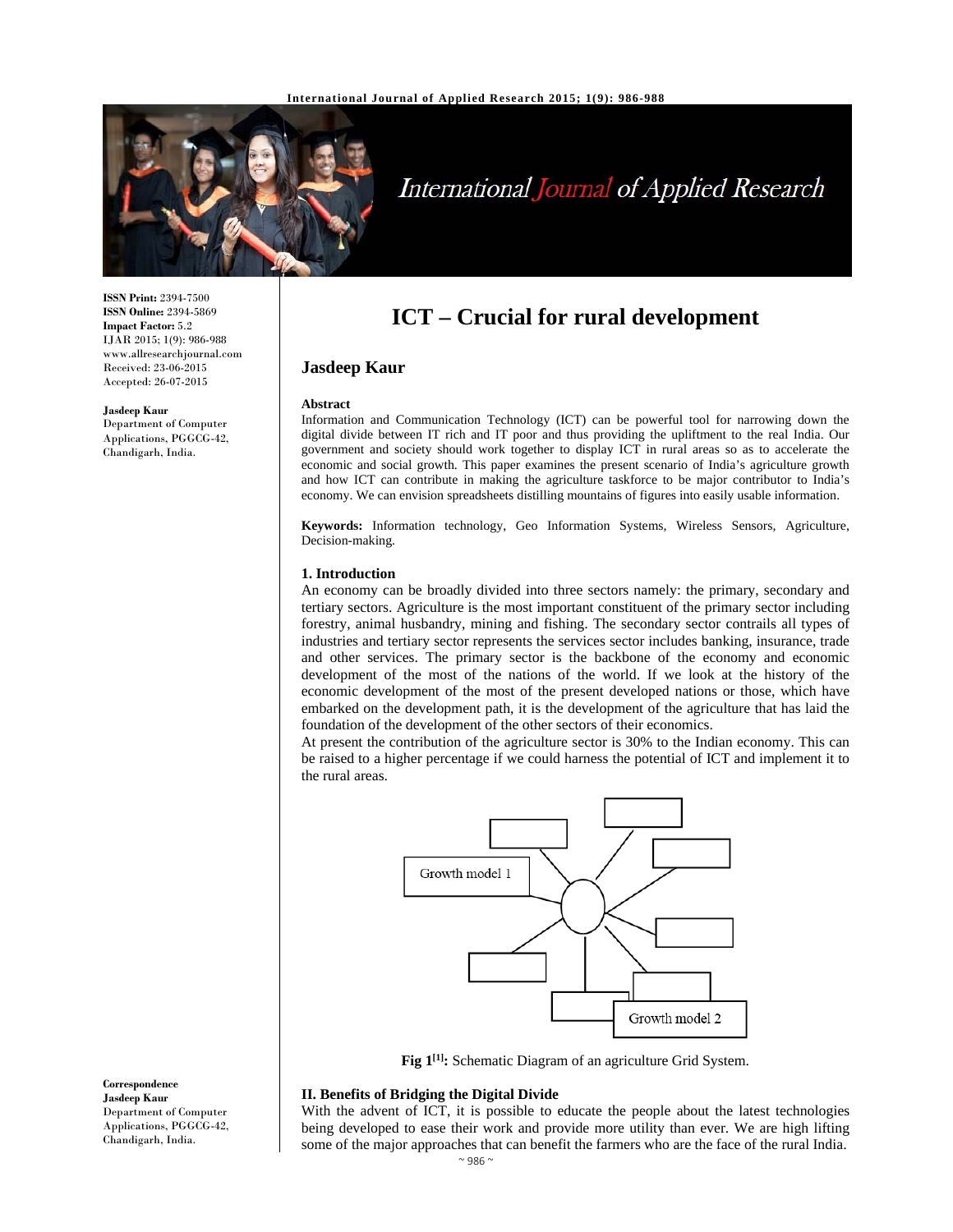# ICT – Crucial for rural development

## Jasdeep Kaur

ISSN Print: 2394-7500
ISSN Online: 2394-5869
Impact Factor: 5.2
IJAR 2015; 1(9): 986-988
www.allresearchjournal.com
Received: 23-06-2015
Accepted: 26-07-2015

**Jasdeep Kaur**
Department of Computer Applications, PGGCG-42, Chandigarh, India.

**Correspondence**
**Jasdeep Kaur**
Department of Computer Applications, PGGCG-42, Chandigarh, India.

### Abstract

Information and Communication Technology (ICT) can be powerful tool for narrowing down the digital divide between IT rich and IT poor and thus providing the upliftment to the real India. Our government and society should work together to display ICT in rural areas so as to accelerate the economic and social growth. This paper examines the present scenario of India's agriculture growth and how ICT can contribute in making the agriculture taskforce to be major contributor to India's economy. We can envision spreadsheets distilling mountains of figures into easily usable information.

**Keywords:** Information technology, Geo Information Systems, Wireless Sensors, Agriculture, Decision-making.

### 1. Introduction

An economy can be broadly divided into three sectors namely: the primary, secondary and tertiary sectors. Agriculture is the most important constituent of the primary sector including forestry, animal husbandry, mining and fishing. The secondary sector contrails all types of industries and tertiary sector represents the services sector includes banking, insurance, trade and other services. The primary sector is the backbone of the economy and economic development of the most of the nations of the world. If we look at the history of the economic development of the most of the present developed nations or those, which have embarked on the development path, it is the development of the agriculture that has laid the foundation of the development of the other sectors of their economics.

At present the contribution of the agriculture sector is 30% to the Indian economy. This can be raised to a higher percentage if we could harness the potential of ICT and implement it to the rural areas.

Growth model 1

Growth model 2

**Fig 1[1]:** Schematic Diagram of an agriculture Grid System.

### II. Benefits of Bridging the Digital Divide

With the advent of ICT, it is possible to educate the people about the latest technologies being developed to ease their work and provide more utility than ever. We are high lifting some of the major approaches that can benefit the farmers who are the face of the rural India.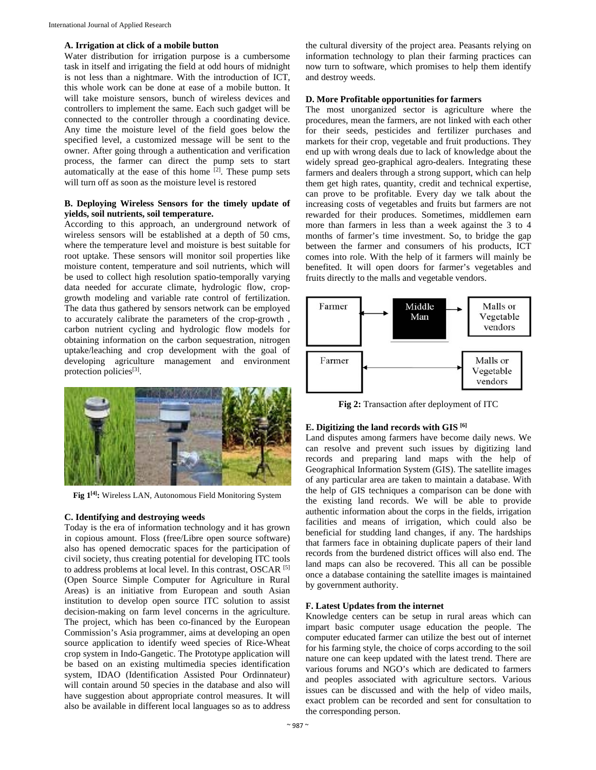### A. Irrigation at click of a mobile button

Water distribution for irrigation purpose is a cumbersome task in itself and irrigating the field at odd hours of midnight is not less than a nightmare. With the introduction of ICT, this whole work can be done at ease of a mobile button. It will take moisture sensors, bunch of wireless devices and controllers to implement the same. Each such gadget will be connected to the controller through a coordinating device. Any time the moisture level of the field goes below the specified level, a customized message will be sent to the owner. After going through a authentication and verification process, the farmer can direct the pump sets to start automatically at the ease of this home [2]. These pump sets will turn off as soon as the moisture level is restored

### B. Deploying Wireless Sensors for the timely update of yields, soil nutrients, soil temperature.

According to this approach, an underground network of wireless sensors will be established at a depth of 50 cms, where the temperature level and moisture is best suitable for root uptake. These sensors will monitor soil properties like moisture content, temperature and soil nutrients, which will be used to collect high resolution spatio-temporally varying data needed for accurate climate, hydrologic flow, crop-growth modeling and variable rate control of fertilization. The data thus gathered by sensors network can be employed to accurately calibrate the parameters of the crop-growth , carbon nutrient cycling and hydrologic flow models for obtaining information on the carbon sequestration, nitrogen uptake/leaching and crop development with the goal of developing agriculture management and environment protection policies[3].

**Fig 1[4]:** Wireless LAN, Autonomous Field Monitoring System

### C. Identifying and destroying weeds

Today is the era of information technology and it has grown in copious amount. Floss (free/Libre open source software) also has opened democratic spaces for the participation of civil society, thus creating potential for developing ITC tools to address problems at local level. In this contrast, OSCAR [5] (Open Source Simple Computer for Agriculture in Rural Areas) is an initiative from European and south Asian institution to develop open source ITC solution to assist decision-making on farm level concerns in the agriculture. The project, which has been co-financed by the European Commission's Asia programmer, aims at developing an open source application to identify weed species of Rice-Wheat crop system in Indo-Gangetic. The Prototype application will be based on an existing multimedia species identification system, IDAO (Identification Assisted Pour Ordinnateur) will contain around 50 species in the database and also will have suggestion about appropriate control measures. It will also be available in different local languages so as to address the cultural diversity of the project area. Peasants relying on information technology to plan their farming practices can now turn to software, which promises to help them identify and destroy weeds.

### D. More Profitable opportunities for farmers

The most unorganized sector is agriculture where the procedures, mean the farmers, are not linked with each other for their seeds, pesticides and fertilizer purchases and markets for their crop, vegetable and fruit productions. They end up with wrong deals due to lack of knowledge about the widely spread geo-graphical agro-dealers. Integrating these farmers and dealers through a strong support, which can help them get high rates, quantity, credit and technical expertise, can prove to be profitable. Every day we talk about the increasing costs of vegetables and fruits but farmers are not rewarded for their produces. Sometimes, middlemen earn more than farmers in less than a week against the 3 to 4 months of farmer's time investment. So, to bridge the gap between the farmer and consumers of his products, ICT comes into role. With the help of it farmers will mainly be benefited. It will open doors for farmer's vegetables and fruits directly to the malls and vegetable vendors.

Farmer ↔ Middle Man → Malls or Vegetable vendors

Farmer ↔ Malls or Vegetable vendors

**Fig 2:** Transaction after deployment of ITC

### E. Digitizing the land records with GIS [6]

Land disputes among farmers have become daily news. We can resolve and prevent such issues by digitizing land records and preparing land maps with the help of Geographical Information System (GIS). The satellite images of any particular area are taken to maintain a database. With the help of GIS techniques a comparison can be done with the existing land records. We will be able to provide authentic information about the corps in the fields, irrigation facilities and means of irrigation, which could also be beneficial for studding land changes, if any. The hardships that farmers face in obtaining duplicate papers of their land records from the burdened district offices will also end. The land maps can also be recovered. This all can be possible once a database containing the satellite images is maintained by government authority.

### F. Latest Updates from the internet

Knowledge centers can be setup in rural areas which can impart basic computer usage education the people. The computer educated farmer can utilize the best out of internet for his farming style, the choice of corps according to the soil nature one can keep updated with the latest trend. There are various forums and NGO's which are dedicated to farmers and peoples associated with agriculture sectors. Various issues can be discussed and with the help of video mails, exact problem can be recorded and sent for consultation to the corresponding person.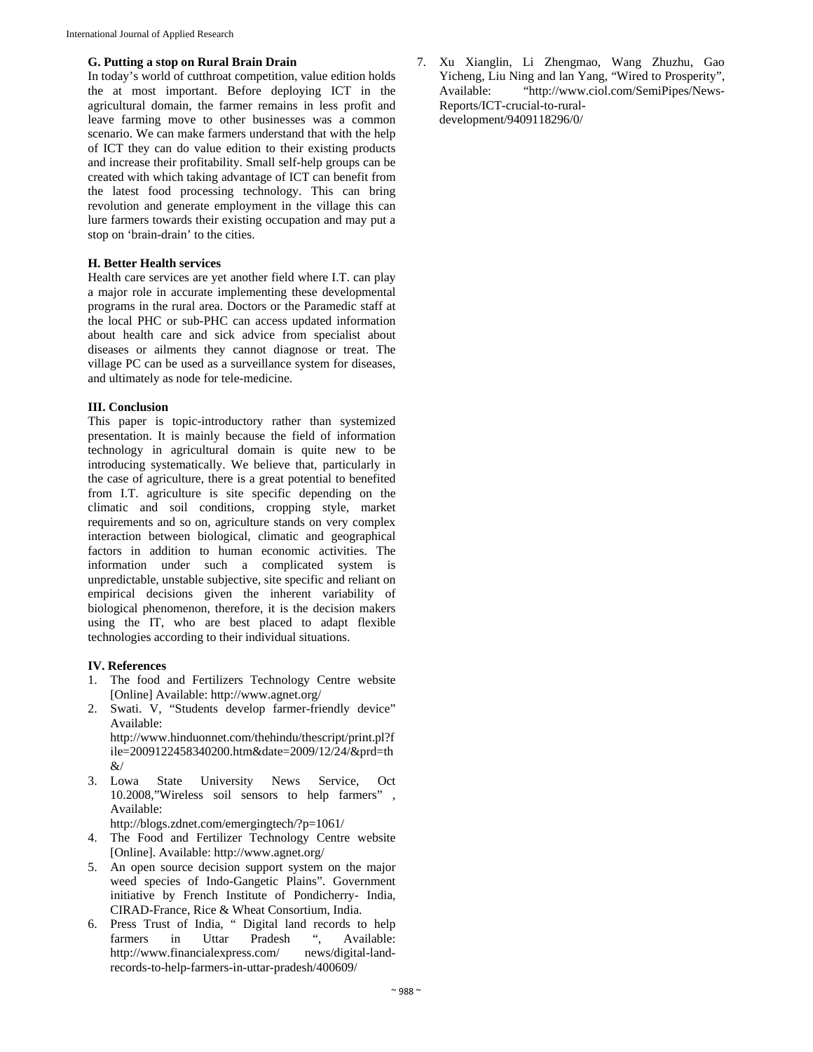### G. Putting a stop on Rural Brain Drain

In today's world of cutthroat competition, value edition holds the at most important. Before deploying ICT in the agricultural domain, the farmer remains in less profit and leave farming move to other businesses was a common scenario. We can make farmers understand that with the help of ICT they can do value edition to their existing products and increase their profitability. Small self-help groups can be created with which taking advantage of ICT can benefit from the latest food processing technology. This can bring revolution and generate employment in the village this can lure farmers towards their existing occupation and may put a stop on 'brain-drain' to the cities.

### H. Better Health services

Health care services are yet another field where I.T. can play a major role in accurate implementing these developmental programs in the rural area. Doctors or the Paramedic staff at the local PHC or sub-PHC can access updated information about health care and sick advice from specialist about diseases or ailments they cannot diagnose or treat. The village PC can be used as a surveillance system for diseases, and ultimately as node for tele-medicine.

## III. Conclusion

This paper is topic-introductory rather than systemized presentation. It is mainly because the field of information technology in agricultural domain is quite new to be introducing systematically. We believe that, particularly in the case of agriculture, there is a great potential to benefited from I.T. agriculture is site specific depending on the climatic and soil conditions, cropping style, market requirements and so on, agriculture stands on very complex interaction between biological, climatic and geographical factors in addition to human economic activities. The information under such a complicated system is unpredictable, unstable subjective, site specific and reliant on empirical decisions given the inherent variability of biological phenomenon, therefore, it is the decision makers using the IT, who are best placed to adapt flexible technologies according to their individual situations.

## IV. References

1. The food and Fertilizers Technology Centre website [Online] Available: http://www.agnet.org/
2. Swati. V, "Students develop farmer-friendly device" Available: http://www.hinduonnet.com/thehindu/thescript/print.pl?file=2009122458340200.htm&date=2009/12/24/&prd=th&/
3. Lowa State University News Service, Oct 10.2008,"Wireless soil sensors to help farmers" , Available: http://blogs.zdnet.com/emergingtech/?p=1061/
4. The Food and Fertilizer Technology Centre website [Online]. Available: http://www.agnet.org/
5. An open source decision support system on the major weed species of Indo-Gangetic Plains". Government initiative by French Institute of Pondicherry- India, CIRAD-France, Rice & Wheat Consortium, India.
6. Press Trust of India, " Digital land records to help farmers in Uttar Pradesh ", Available: http://www.financialexpress.com/ news/digital-land-records-to-help-farmers-in-uttar-pradesh/400609/
7. Xu Xianglin, Li Zhengmao, Wang Zhuzhu, Gao Yicheng, Liu Ning and lan Yang, "Wired to Prosperity", Available: "http://www.ciol.com/SemiPipes/News-Reports/ICT-crucial-to-rural-development/9409118296/0/